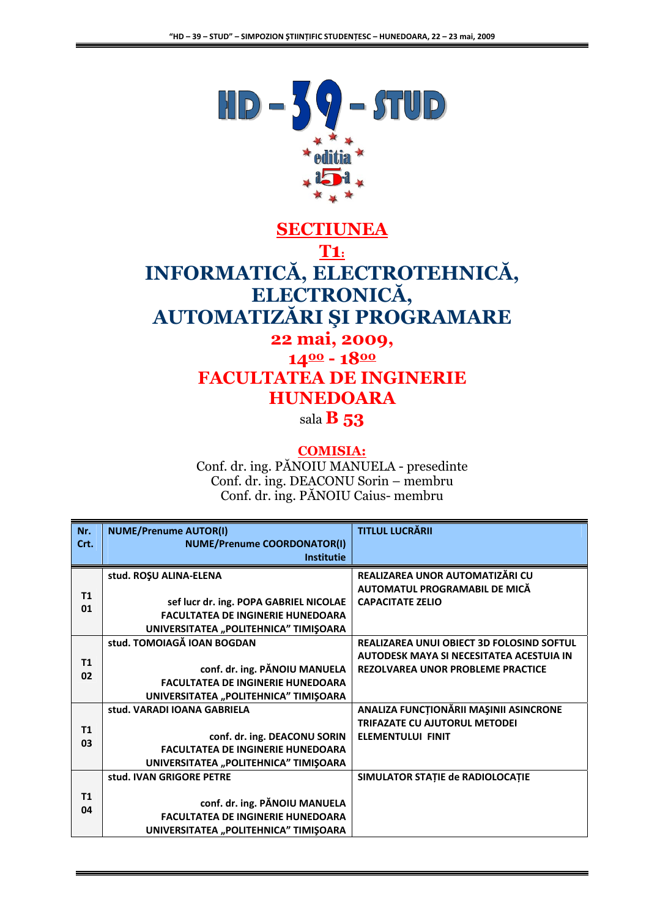# HD – 39 – STUD

editia a 5-a

# SECTIUNEA

# T1:

# INFORMATICĂ, ELECTROTEHNICĂ, ELECTRONICĂ, AUTOMATIZĂRI ŞI PROGRAMARE

## 22 mai, 2009,

## 14[oo] - 18[oo]

## FACULTATEA DE INGINERIE HUNEDOARA

sala **B 53**

**COMISIA:**

Conf. dr. ing. PĂNOIU MANUELA - presedinte
Conf. dr. ing. DEACONU Sorin – membru
Conf. dr. ing. PĂNOIU Caius- membru

| Nr. Crt. | NUME/Prenume AUTOR(I) NUME/Prenume COORDONATOR(I) Institutie | TITLUL LUCRĂRII |
|---|---|---|
| T1 01 | stud. ROŞU ALINA-ELENA<br>sef lucr dr. ing. POPA GABRIEL NICOLAE<br>FACULTATEA DE INGINERIE HUNEDOARA<br>UNIVERSITATEA „POLITEHNICA" TIMIŞOARA | REALIZAREA UNOR AUTOMATIZĂRI CU AUTOMATUL PROGRAMABIL DE MICĂ CAPACITATE ZELIO |
| T1 02 | stud. TOMOIAGĂ IOAN BOGDAN<br>conf. dr. ing. PĂNOIU MANUELA<br>FACULTATEA DE INGINERIE HUNEDOARA<br>UNIVERSITATEA „POLITEHNICA" TIMIŞOARA | REALIZAREA UNUI OBIECT 3D FOLOSIND SOFTUL AUTODESK MAYA SI NECESITATEA ACESTUIA IN REZOLVAREA UNOR PROBLEME PRACTICE |
| T1 03 | stud. VARADI IOANA GABRIELA<br>conf. dr. ing. DEACONU SORIN<br>FACULTATEA DE INGINERIE HUNEDOARA<br>UNIVERSITATEA „POLITEHNICA" TIMIŞOARA | ANALIZA FUNCŢIONĂRII MAŞINII ASINCRONE TRIFAZATE CU AJUTORUL METODEI ELEMENTULUI FINIT |
| T1 04 | stud. IVAN GRIGORE PETRE<br>conf. dr. ing. PĂNOIU MANUELA<br>FACULTATEA DE INGINERIE HUNEDOARA<br>UNIVERSITATEA „POLITEHNICA" TIMIŞOARA | SIMULATOR STAŢIE de RADIOLOCAŢIE |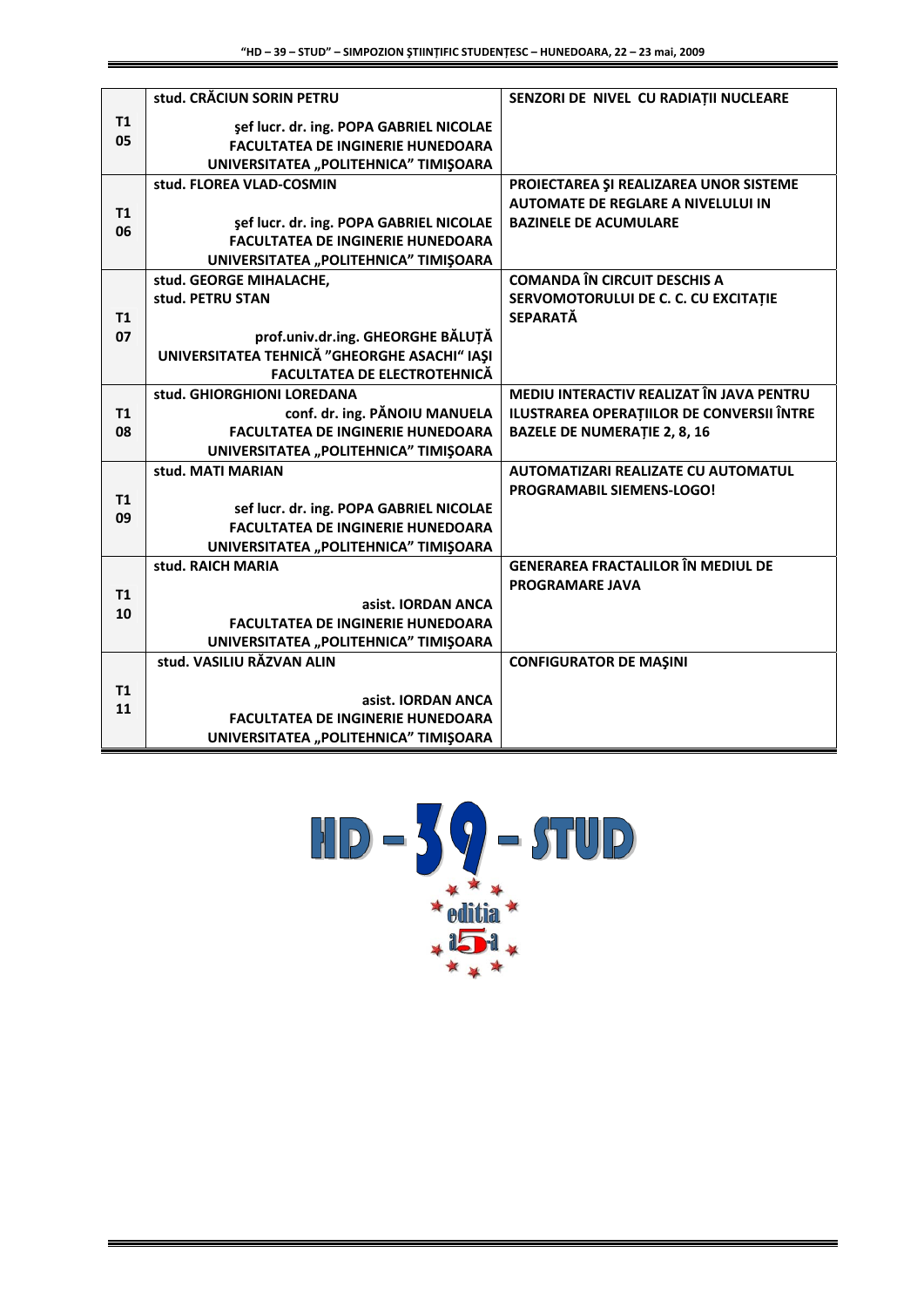| | | |
|---|---|---|
| T1 05 | stud. CRĂCIUN SORIN PETRU<br><br>şef lucr. dr. ing. POPA GABRIEL NICOLAE<br>FACULTATEA DE INGINERIE HUNEDOARA<br>UNIVERSITATEA „POLITEHNICA" TIMIŞOARA | SENZORI DE NIVEL CU RADIAȚII NUCLEARE |
| T1 06 | stud. FLOREA VLAD-COSMIN<br><br>şef lucr. dr. ing. POPA GABRIEL NICOLAE<br>FACULTATEA DE INGINERIE HUNEDOARA<br>UNIVERSITATEA „POLITEHNICA" TIMIŞOARA | PROIECTAREA ŞI REALIZAREA UNOR SISTEME AUTOMATE DE REGLARE A NIVELULUI IN BAZINELE DE ACUMULARE |
| T1 07 | stud. GEORGE MIHALACHE,<br>stud. PETRU STAN<br><br>prof.univ.dr.ing. GHEORGHE BĂLUȚĂ<br>UNIVERSITATEA TEHNICĂ "GHEORGHE ASACHI" IAŞI<br>FACULTATEA DE ELECTROTEHNICĂ | COMANDA ÎN CIRCUIT DESCHIS A SERVOMOTORULUI DE C. C. CU EXCITAȚIE SEPARATĂ |
| T1 08 | stud. GHIORGHIONI LOREDANA<br>conf. dr. ing. PĂNOIU MANUELA<br>FACULTATEA DE INGINERIE HUNEDOARA<br>UNIVERSITATEA „POLITEHNICA" TIMIŞOARA | MEDIU INTERACTIV REALIZAT ÎN JAVA PENTRU ILUSTRAREA OPERAȚIILOR DE CONVERSII ÎNTRE BAZELE DE NUMERAȚIE 2, 8, 16 |
| T1 09 | stud. MATI MARIAN<br><br>sef lucr. dr. ing. POPA GABRIEL NICOLAE<br>FACULTATEA DE INGINERIE HUNEDOARA<br>UNIVERSITATEA „POLITEHNICA" TIMIŞOARA | AUTOMATIZARI REALIZATE CU AUTOMATUL PROGRAMABIL SIEMENS-LOGO! |
| T1 10 | stud. RAICH MARIA<br><br>asist. IORDAN ANCA<br>FACULTATEA DE INGINERIE HUNEDOARA<br>UNIVERSITATEA „POLITEHNICA" TIMIŞOARA | GENERAREA FRACTALILOR ÎN MEDIUL DE PROGRAMARE JAVA |
| T1 11 | stud. VASILIU RĂZVAN ALIN<br><br>asist. IORDAN ANCA<br>FACULTATEA DE INGINERIE HUNEDOARA<br>UNIVERSITATEA „POLITEHNICA" TIMIŞOARA | CONFIGURATOR DE MAŞINI |

HD – 39 – STUD
editia a 5-a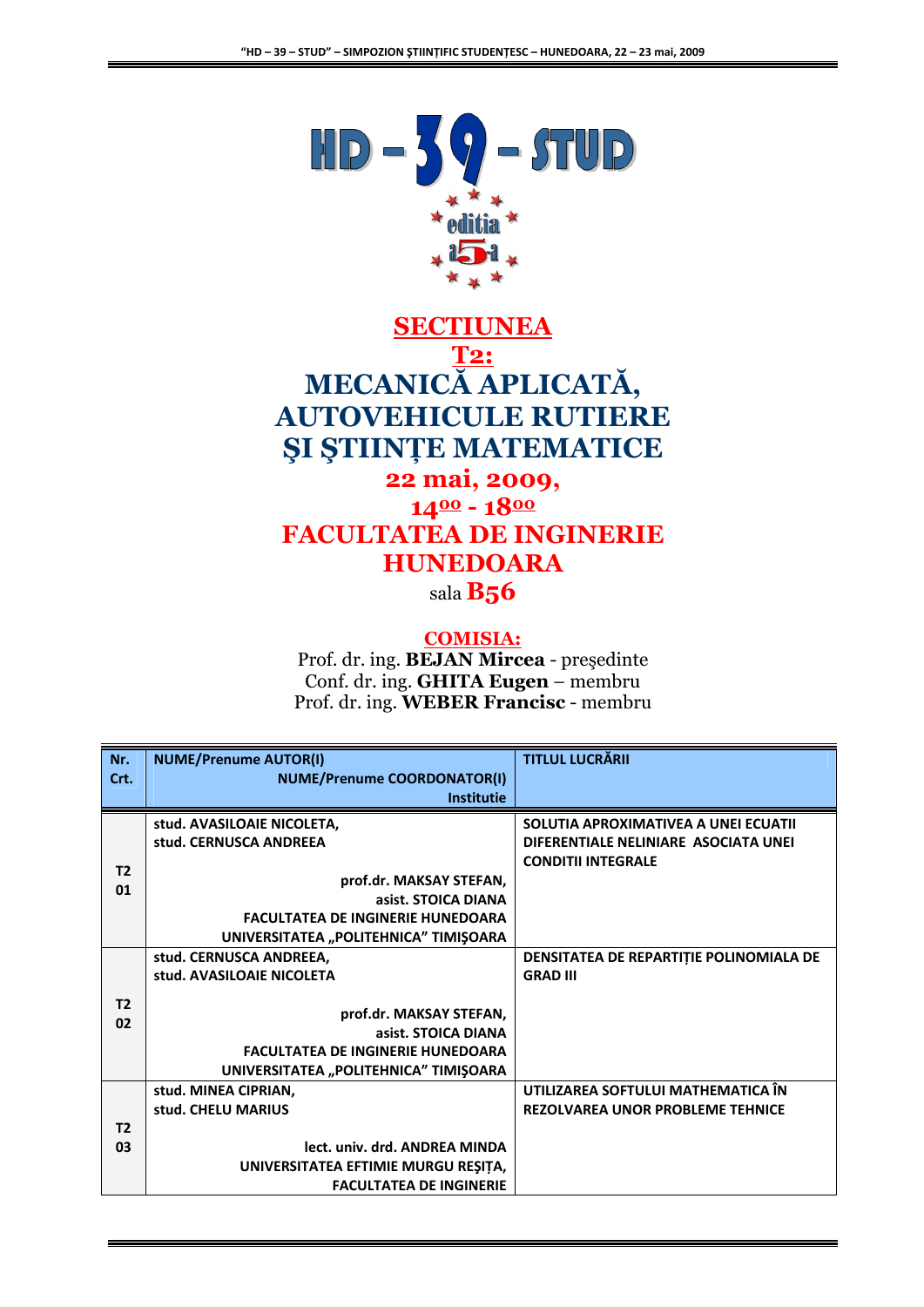HD – 39 – STUD

editia a5-a

# SECTIUNEA T2: MECANICĂ APLICATĂ, AUTOVEHICULE RUTIERE ŞI ŞTIINŢE MATEMATICE

## 22 mai, 2009, 14[00] - 18[00]

## FACULTATEA DE INGINERIE HUNEDOARA

sala **B56**

**COMISIA:**

Prof. dr. ing. **BEJAN Mircea** - preşedinte
Conf. dr. ing. **GHITA Eugen** – membru
Prof. dr. ing. **WEBER Francisc** - membru

| Nr. Crt. | NUME/Prenume AUTOR(I) NUME/Prenume COORDONATOR(I) Institutie | TITLUL LUCRĂRII |
|---|---|---|
| T2 01 | stud. AVASILOAIE NICOLETA, stud. CERNUSCA ANDREEA<br>prof.dr. MAKSAY STEFAN, asist. STOICA DIANA<br>FACULTATEA DE INGINERIE HUNEDOARA<br>UNIVERSITATEA „POLITEHNICA" TIMIŞOARA | SOLUTIA APROXIMATIVEA A UNEI ECUATII DIFERENTIALE NELINIARE ASOCIATA UNEI CONDITII INTEGRALE |
| T2 02 | stud. CERNUSCA ANDREEA, stud. AVASILOAIE NICOLETA<br>prof.dr. MAKSAY STEFAN, asist. STOICA DIANA<br>FACULTATEA DE INGINERIE HUNEDOARA<br>UNIVERSITATEA „POLITEHNICA" TIMIŞOARA | DENSITATEA DE REPARTIŢIE POLINOMIALA DE GRAD III |
| T2 03 | stud. MINEA CIPRIAN, stud. CHELU MARIUS<br>lect. univ. drd. ANDREA MINDA<br>UNIVERSITATEA EFTIMIE MURGU REŞIŢA, FACULTATEA DE INGINERIE | UTILIZAREA SOFTULUI MATHEMATICA ÎN REZOLVAREA UNOR PROBLEME TEHNICE |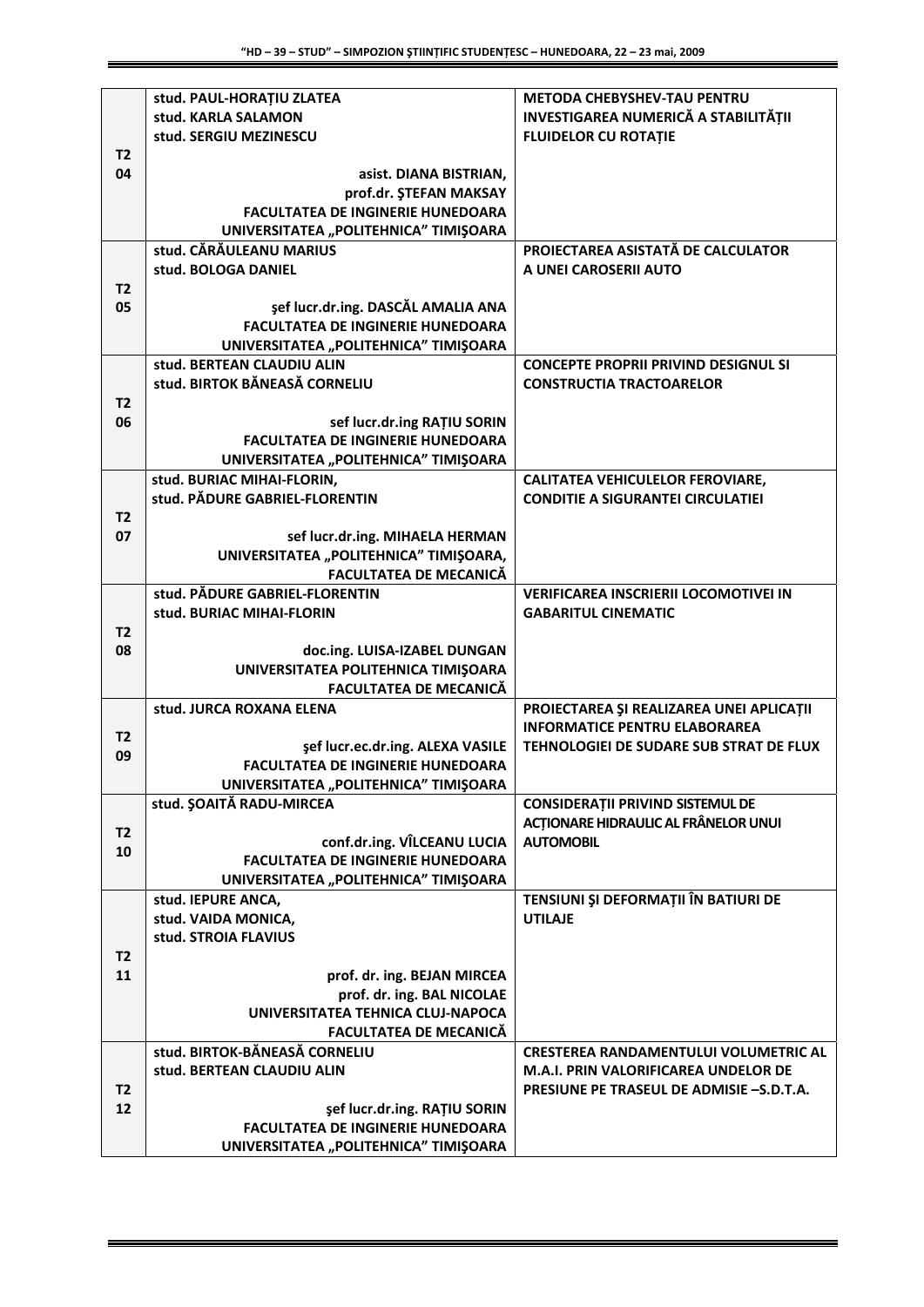| | | |
|---|---|---|
| T2 04 | stud. PAUL-HORAȚIU ZLATEA<br>stud. KARLA SALAMON<br>stud. SERGIU MEZINESCU<br><br>asist. DIANA BISTRIAN,<br>prof.dr. ŞTEFAN MAKSAY<br>FACULTATEA DE INGINERIE HUNEDOARA<br>UNIVERSITATEA „POLITEHNICA" TIMIŞOARA | METODA CHEBYSHEV-TAU PENTRU INVESTIGAREA NUMERICĂ A STABILITĂȚII FLUIDELOR CU ROTAȚIE |
| T2 05 | stud. CĂRĂULEANU MARIUS<br>stud. BOLOGA DANIEL<br><br>şef lucr.dr.ing. DASCĂL AMALIA ANA<br>FACULTATEA DE INGINERIE HUNEDOARA<br>UNIVERSITATEA „POLITEHNICA" TIMIŞOARA | PROIECTAREA ASISTATĂ DE CALCULATOR A UNEI CAROSERII AUTO |
| T2 06 | stud. BERTEAN CLAUDIU ALIN<br>stud. BIRTOK BĂNEASĂ CORNELIU<br><br>sef lucr.dr.ing RAȚIU SORIN<br>FACULTATEA DE INGINERIE HUNEDOARA<br>UNIVERSITATEA „POLITEHNICA" TIMIŞOARA | CONCEPTE PROPRII PRIVIND DESIGNUL SI CONSTRUCTIA TRACTOARELOR |
| T2 07 | stud. BURIAC MIHAI-FLORIN,<br>stud. PĂDURE GABRIEL-FLORENTIN<br><br>sef lucr.dr.ing. MIHAELA HERMAN<br>UNIVERSITATEA „POLITEHNICA" TIMIŞOARA,<br>FACULTATEA DE MECANICĂ | CALITATEA VEHICULELOR FEROVIARE, CONDITIE A SIGURANTEI CIRCULATIEI |
| T2 08 | stud. PĂDURE GABRIEL-FLORENTIN<br>stud. BURIAC MIHAI-FLORIN<br><br>doc.ing. LUISA-IZABEL DUNGAN<br>UNIVERSITATEA POLITEHNICA TIMIŞOARA<br>FACULTATEA DE MECANICĂ | VERIFICAREA INSCRIERII LOCOMOTIVEI IN GABARITUL CINEMATIC |
| T2 09 | stud. JURCA ROXANA ELENA<br><br>şef lucr.ec.dr.ing. ALEXA VASILE<br>FACULTATEA DE INGINERIE HUNEDOARA<br>UNIVERSITATEA „POLITEHNICA" TIMIŞOARA | PROIECTAREA ŞI REALIZAREA UNEI APLICAȚII INFORMATICE PENTRU ELABORAREA TEHNOLOGIEI DE SUDARE SUB STRAT DE FLUX |
| T2 10 | stud. ŞOAITĂ RADU-MIRCEA<br><br>conf.dr.ing. VÎLCEANU LUCIA<br>FACULTATEA DE INGINERIE HUNEDOARA<br>UNIVERSITATEA „POLITEHNICA" TIMIŞOARA | CONSIDERAȚII PRIVIND SISTEMUL DE ACȚIONARE HIDRAULIC AL FRÂNELOR UNUI AUTOMOBIL |
| T2 11 | stud. IEPURE ANCA,<br>stud. VAIDA MONICA,<br>stud. STROIA FLAVIUS<br><br>prof. dr. ing. BEJAN MIRCEA<br>prof. dr. ing. BAL NICOLAE<br>UNIVERSITATEA TEHNICA CLUJ-NAPOCA<br>FACULTATEA DE MECANICĂ | TENSIUNI ŞI DEFORMAȚII ÎN BATIURI DE UTILAJE |
| T2 12 | stud. BIRTOK-BĂNEASĂ CORNELIU<br>stud. BERTEAN CLAUDIU ALIN<br><br>şef lucr.dr.ing. RAȚIU SORIN<br>FACULTATEA DE INGINERIE HUNEDOARA<br>UNIVERSITATEA „POLITEHNICA" TIMIŞOARA | CRESTEREA RANDAMENTULUI VOLUMETRIC AL M.A.I. PRIN VALORIFICAREA UNDELOR DE PRESIUNE PE TRASEUL DE ADMISIE –S.D.T.A. |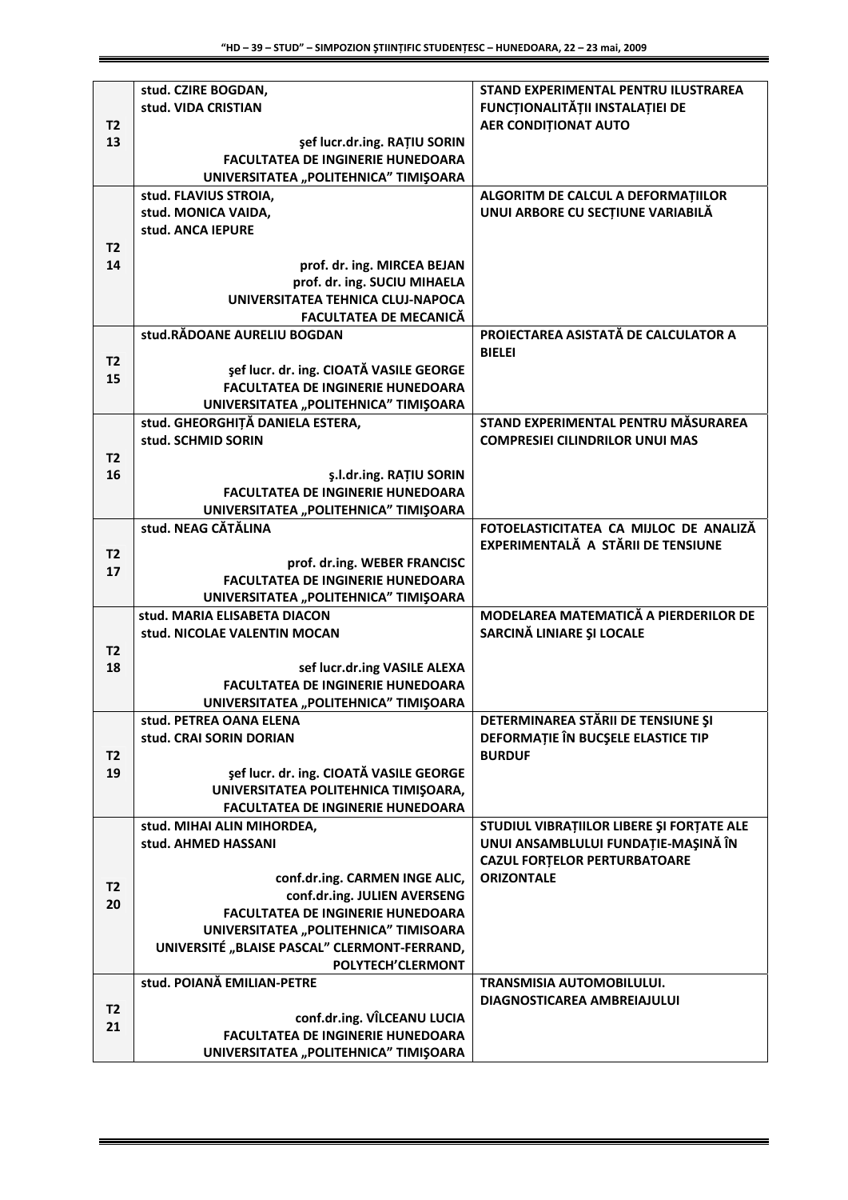| | | |
|---|---|---|
| **T2 13** | **stud. CZIRE BOGDAN,**<br>**stud. VIDA CRISTIAN**<br>**şef lucr.dr.ing. RAȚIU SORIN**<br>**FACULTATEA DE INGINERIE HUNEDOARA**<br>**UNIVERSITATEA „POLITEHNICA" TIMIŞOARA** | **STAND EXPERIMENTAL PENTRU ILUSTRAREA FUNCȚIONALITĂȚII INSTALAȚIEI DE AER CONDIȚIONAT AUTO** |
| **T2 14** | **stud. FLAVIUS STROIA,**<br>**stud. MONICA VAIDA,**<br>**stud. ANCA IEPURE**<br>**prof. dr. ing. MIRCEA BEJAN**<br>**prof. dr. ing. SUCIU MIHAELA**<br>**UNIVERSITATEA TEHNICA CLUJ-NAPOCA**<br>**FACULTATEA DE MECANICĂ** | **ALGORITM DE CALCUL A DEFORMAȚIILOR UNUI ARBORE CU SECȚIUNE VARIABILĂ** |
| **T2 15** | **stud.RĂDOANE AURELIU BOGDAN**<br>**şef lucr. dr. ing. CIOATĂ VASILE GEORGE**<br>**FACULTATEA DE INGINERIE HUNEDOARA**<br>**UNIVERSITATEA „POLITEHNICA" TIMIŞOARA** | **PROIECTAREA ASISTATĂ DE CALCULATOR A BIELEI** |
| **T2 16** | **stud. GHEORGHIȚĂ DANIELA ESTERA,**<br>**stud. SCHMID SORIN**<br>**ş.l.dr.ing. RAȚIU SORIN**<br>**FACULTATEA DE INGINERIE HUNEDOARA**<br>**UNIVERSITATEA „POLITEHNICA" TIMIŞOARA** | **STAND EXPERIMENTAL PENTRU MĂSURAREA COMPRESIEI CILINDRILOR UNUI MAS** |
| **T2 17** | **stud. NEAG CĂTĂLINA**<br>**prof. dr.ing. WEBER FRANCISC**<br>**FACULTATEA DE INGINERIE HUNEDOARA**<br>**UNIVERSITATEA „POLITEHNICA" TIMIŞOARA** | **FOTOELASTICITATEA CA MIJLOC DE ANALIZĂ EXPERIMENTALĂ A STĂRII DE TENSIUNE** |
| **T2 18** | **stud. MARIA ELISABETA DIACON**<br>**stud. NICOLAE VALENTIN MOCAN**<br>**sef lucr.dr.ing VASILE ALEXA**<br>**FACULTATEA DE INGINERIE HUNEDOARA**<br>**UNIVERSITATEA „POLITEHNICA" TIMIŞOARA** | **MODELAREA MATEMATICĂ A PIERDERILOR DE SARCINĂ LINIARE ŞI LOCALE** |
| **T2 19** | **stud. PETREA OANA ELENA**<br>**stud. CRAI SORIN DORIAN**<br>**şef lucr. dr. ing. CIOATĂ VASILE GEORGE**<br>**UNIVERSITATEA POLITEHNICA TIMIŞOARA,**<br>**FACULTATEA DE INGINERIE HUNEDOARA** | **DETERMINAREA STĂRII DE TENSIUNE ŞI DEFORMAȚIE ÎN BUCŞELE ELASTICE TIP BURDUF** |
| **T2 20** | **stud. MIHAI ALIN MIHORDEA,**<br>**stud. AHMED HASSANI**<br>**conf.dr.ing. CARMEN INGE ALIC,**<br>**conf.dr.ing. JULIEN AVERSENG**<br>**FACULTATEA DE INGINERIE HUNEDOARA**<br>**UNIVERSITATEA „POLITEHNICA" TIMISOARA**<br>**UNIVERSITÉ „BLAISE PASCAL" CLERMONT-FERRAND, POLYTECH'CLERMONT** | **STUDIUL VIBRAȚIILOR LIBERE ŞI FORȚATE ALE UNUI ANSAMBLULUI FUNDAȚIE-MAŞINĂ ÎN CAZUL FORȚELOR PERTURBATOARE ORIZONTALE** |
| **T2 21** | **stud. POIANĂ EMILIAN-PETRE**<br>**conf.dr.ing. VÎLCEANU LUCIA**<br>**FACULTATEA DE INGINERIE HUNEDOARA**<br>**UNIVERSITATEA „POLITEHNICA" TIMIŞOARA** | **TRANSMISIA AUTOMOBILULUI. DIAGNOSTICAREA AMBREIAJULUI** |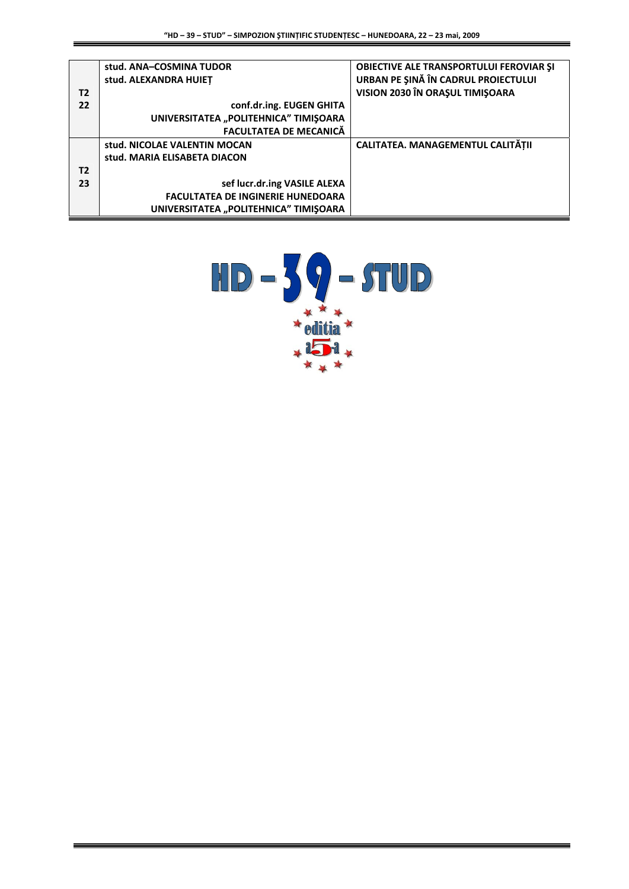| | | |
|---|---|---|
| T2 22 | stud. ANA–COSMINA TUDOR<br>stud. ALEXANDRA HUIEȚ<br>conf.dr.ing. EUGEN GHITA<br>UNIVERSITATEA „POLITEHNICA" TIMIŞOARA<br>FACULTATEA DE MECANICĂ | OBIECTIVE ALE TRANSPORTULUI FEROVIAR ŞI URBAN PE ŞINĂ ÎN CADRUL PROIECTULUI VISION 2030 ÎN ORAŞUL TIMIŞOARA |
| T2 23 | stud. NICOLAE VALENTIN MOCAN<br>stud. MARIA ELISABETA DIACON<br>sef lucr.dr.ing VASILE ALEXA<br>FACULTATEA DE INGINERIE HUNEDOARA<br>UNIVERSITATEA „POLITEHNICA" TIMIŞOARA | CALITATEA. MANAGEMENTUL CALITĂȚII |

HD – 39 – STUD

editia a5-a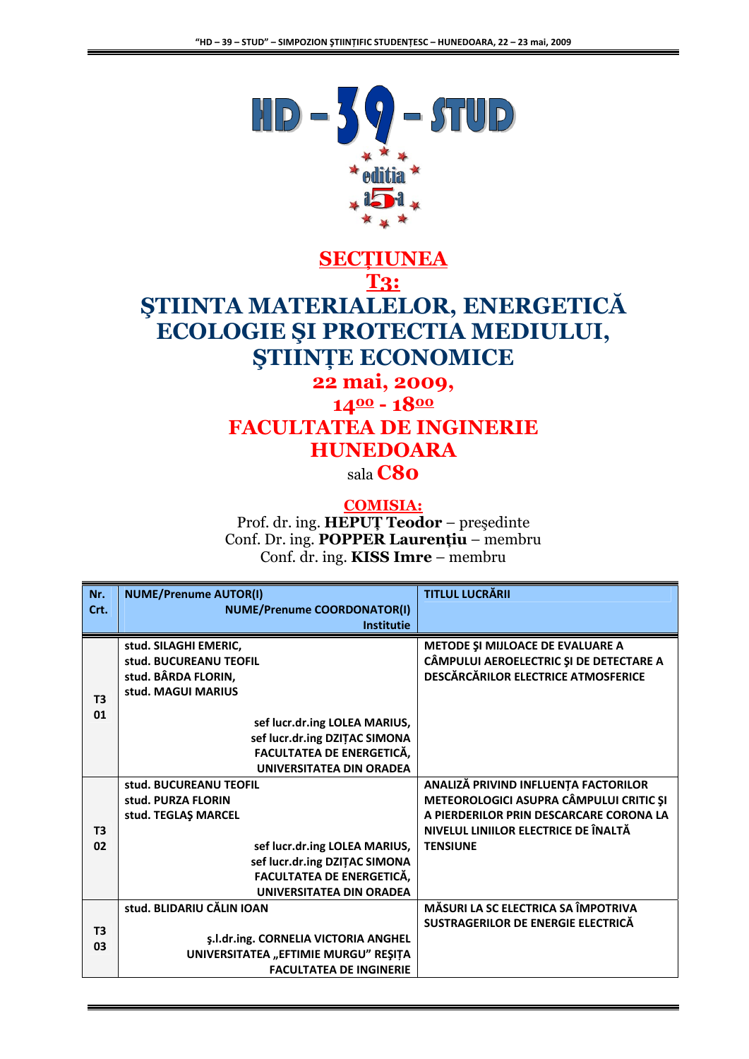# HD – 39 – STUD

editia a 5-a

## SECȚIUNEA T3:

## ŞTIINTA MATERIALELOR, ENERGETICĂ ECOLOGIE ŞI PROTECTIA MEDIULUI, ŞTIINȚE ECONOMICE

**22 mai, 2009,**

**14<u>00</u> - 18<u>00</u>**

**FACULTATEA DE INGINERIE HUNEDOARA**

sala **C80**

**COMISIA:**

Prof. dr. ing. **HEPUȚ Teodor** – preşedinte
Conf. Dr. ing. **POPPER Laurențiu** – membru
Conf. dr. ing. **KISS Imre** – membru

| Nr. Crt. | NUME/Prenume AUTOR(I) NUME/Prenume COORDONATOR(I) Institutie | TITLUL LUCRĂRII |
|---|---|---|
| T3 01 | stud. SILAGHI EMERIC, stud. BUCUREANU TEOFIL stud. BÂRDA FLORIN, stud. MAGUI MARIUS<br>sef lucr.dr.ing LOLEA MARIUS, sef lucr.dr.ing DZIȚAC SIMONA FACULTATEA DE ENERGETICĂ, UNIVERSITATEA DIN ORADEA | METODE ŞI MIJLOACE DE EVALUARE A CÂMPULUI AEROELECTRIC ŞI DE DETECTARE A DESCĂRCĂRILOR ELECTRICE ATMOSFERICE |
| T3 02 | stud. BUCUREANU TEOFIL stud. PURZA FLORIN stud. TEGLAŞ MARCEL<br>sef lucr.dr.ing LOLEA MARIUS, sef lucr.dr.ing DZIȚAC SIMONA FACULTATEA DE ENERGETICĂ, UNIVERSITATEA DIN ORADEA | ANALIZĂ PRIVIND INFLUENȚA FACTORILOR METEOROLOGICI ASUPRA CÂMPULUI CRITIC ŞI A PIERDERILOR PRIN DESCARCARE CORONA LA NIVELUL LINIILOR ELECTRICE DE ÎNALTĂ TENSIUNE |
| T3 03 | stud. BLIDARIU CĂLIN IOAN<br>ş.l.dr.ing. CORNELIA VICTORIA ANGHEL UNIVERSITATEA „EFTIMIE MURGU" REŞIȚA FACULTATEA DE INGINERIE | MĂSURI LA SC ELECTRICA SA ÎMPOTRIVA SUSTRAGERILOR DE ENERGIE ELECTRICĂ |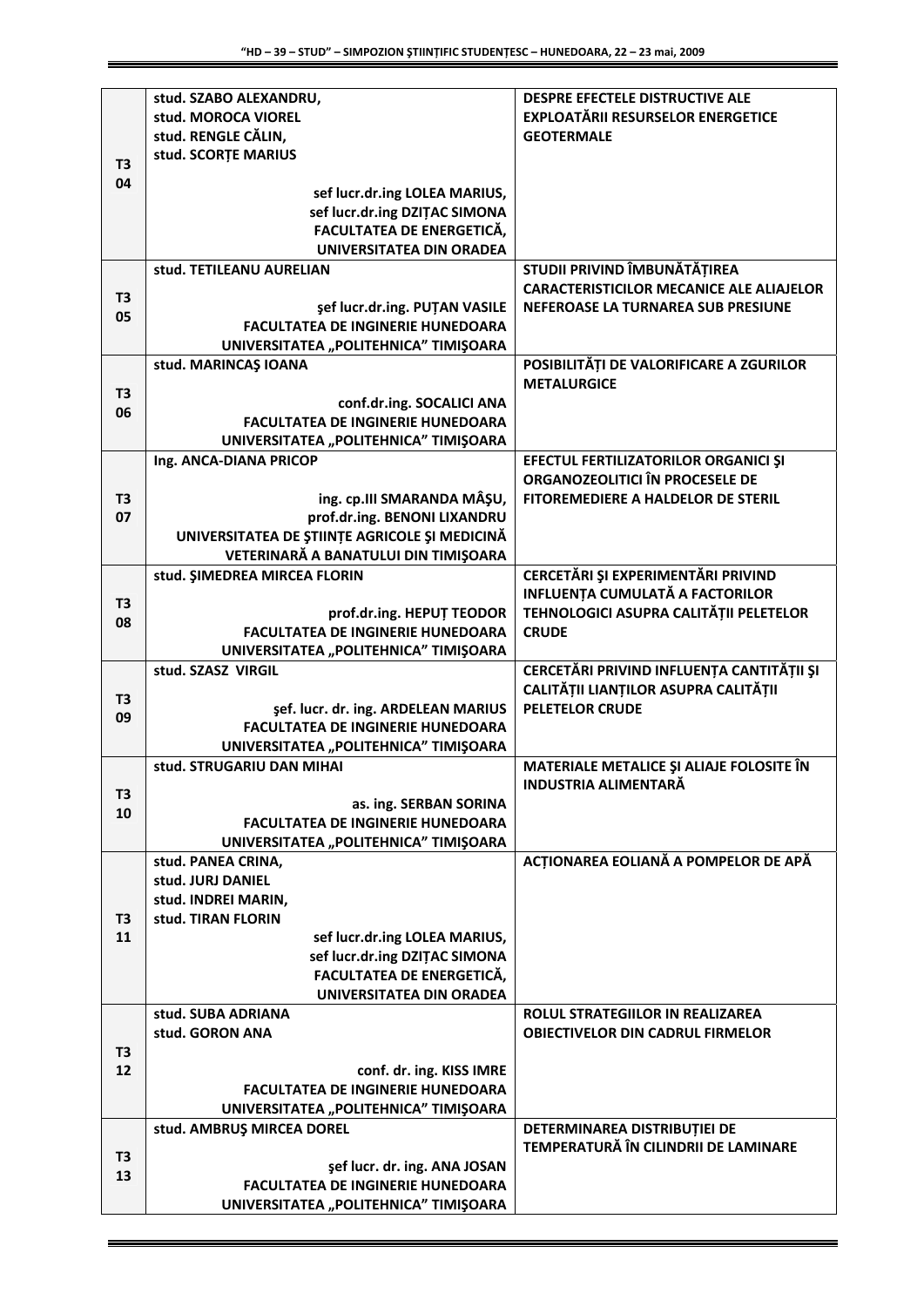| | | |
|---|---|---|
| T3 04 | stud. SZABO ALEXANDRU,<br>stud. MOROCA VIOREL<br>stud. RENGLE CĂLIN,<br>stud. SCORȚE MARIUS<br><br>sef lucr.dr.ing LOLEA MARIUS,<br>sef lucr.dr.ing DZIȚAC SIMONA<br>FACULTATEA DE ENERGETICĂ,<br>UNIVERSITATEA DIN ORADEA | DESPRE EFECTELE DISTRUCTIVE ALE EXPLOATĂRII RESURSELOR ENERGETICE GEOTERMALE |
| T3 05 | stud. TETILEANU AURELIAN<br><br>şef lucr.dr.ing. PUȚAN VASILE<br>FACULTATEA DE INGINERIE HUNEDOARA<br>UNIVERSITATEA „POLITEHNICA" TIMIŞOARA | STUDII PRIVIND ÎMBUNĂTĂȚIREA CARACTERISTICILOR MECANICE ALE ALIAJELOR NEFEROASE LA TURNAREA SUB PRESIUNE |
| T3 06 | stud. MARINCAŞ IOANA<br><br>conf.dr.ing. SOCALICI ANA<br>FACULTATEA DE INGINERIE HUNEDOARA<br>UNIVERSITATEA „POLITEHNICA" TIMIŞOARA | POSIBILITĂȚI DE VALORIFICARE A ZGURILOR METALURGICE |
| T3 07 | Ing. ANCA-DIANA PRICOP<br><br>ing. cp.III SMARANDA MÂŞU,<br>prof.dr.ing. BENONI LIXANDRU<br>UNIVERSITATEA DE ŞTIINȚE AGRICOLE ŞI MEDICINĂ VETERINARĂ A BANATULUI DIN TIMIŞOARA | EFECTUL FERTILIZATORILOR ORGANICI ŞI ORGANOZEOLITICI ÎN PROCESELE DE FITOREMEDIERE A HALDELOR DE STERIL |
| T3 08 | stud. ŞIMEDREA MIRCEA FLORIN<br><br>prof.dr.ing. HEPUȚ TEODOR<br>FACULTATEA DE INGINERIE HUNEDOARA<br>UNIVERSITATEA „POLITEHNICA" TIMIŞOARA | CERCETĂRI ŞI EXPERIMENTĂRI PRIVIND INFLUENȚA CUMULATĂ A FACTORILOR TEHNOLOGICI ASUPRA CALITĂȚII PELETELOR CRUDE |
| T3 09 | stud. SZASZ VIRGIL<br><br>şef. lucr. dr. ing. ARDELEAN MARIUS<br>FACULTATEA DE INGINERIE HUNEDOARA<br>UNIVERSITATEA „POLITEHNICA" TIMIŞOARA | CERCETĂRI PRIVIND INFLUENȚA CANTITĂȚII ŞI CALITĂȚII LIANȚILOR ASUPRA CALITĂȚII PELETELOR CRUDE |
| T3 10 | stud. STRUGARIU DAN MIHAI<br><br>as. ing. SERBAN SORINA<br>FACULTATEA DE INGINERIE HUNEDOARA<br>UNIVERSITATEA „POLITEHNICA" TIMIŞOARA | MATERIALE METALICE ŞI ALIAJE FOLOSITE ÎN INDUSTRIA ALIMENTARĂ |
| T3 11 | stud. PANEA CRINA,<br>stud. JURJ DANIEL<br>stud. INDREI MARIN,<br>stud. TIRAN FLORIN<br>sef lucr.dr.ing LOLEA MARIUS,<br>sef lucr.dr.ing DZIȚAC SIMONA<br>FACULTATEA DE ENERGETICĂ,<br>UNIVERSITATEA DIN ORADEA | ACȚIONAREA EOLIANĂ A POMPELOR DE APĂ |
| T3 12 | stud. SUBA ADRIANA<br>stud. GORON ANA<br><br>conf. dr. ing. KISS IMRE<br>FACULTATEA DE INGINERIE HUNEDOARA<br>UNIVERSITATEA „POLITEHNICA" TIMIŞOARA | ROLUL STRATEGIILOR IN REALIZAREA OBIECTIVELOR DIN CADRUL FIRMELOR |
| T3 13 | stud. AMBRUŞ MIRCEA DOREL<br><br>şef lucr. dr. ing. ANA JOSAN<br>FACULTATEA DE INGINERIE HUNEDOARA<br>UNIVERSITATEA „POLITEHNICA" TIMIŞOARA | DETERMINAREA DISTRIBUȚIEI DE TEMPERATURĂ ÎN CILINDRII DE LAMINARE |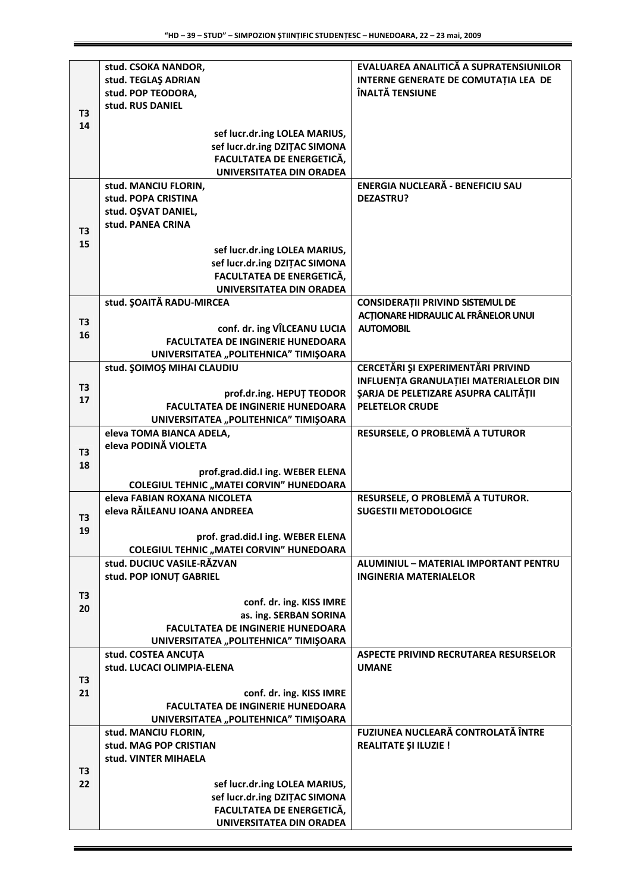| | | |
|---|---|---|
| **T3 14** | **stud. CSOKA NANDOR,**<br>**stud. TEGLAŞ ADRIAN**<br>**stud. POP TEODORA,**<br>**stud. RUS DANIEL**<br><br>**sef lucr.dr.ing LOLEA MARIUS,**<br>**sef lucr.dr.ing DZIŢAC SIMONA**<br>**FACULTATEA DE ENERGETICĂ,**<br>**UNIVERSITATEA DIN ORADEA** | **EVALUAREA ANALITICĂ A SUPRATENSIUNILOR INTERNE GENERATE DE COMUTAŢIA LEA DE ÎNALTĂ TENSIUNE** |
| **T3 15** | **stud. MANCIU FLORIN,**<br>**stud. POPA CRISTINA**<br>**stud. OŞVAT DANIEL,**<br>**stud. PANEA CRINA**<br><br>**sef lucr.dr.ing LOLEA MARIUS,**<br>**sef lucr.dr.ing DZIŢAC SIMONA**<br>**FACULTATEA DE ENERGETICĂ,**<br>**UNIVERSITATEA DIN ORADEA** | **ENERGIA NUCLEARĂ - BENEFICIU SAU DEZASTRU?** |
| **T3 16** | **stud. ŞOAITĂ RADU-MIRCEA**<br><br>**conf. dr. ing VÎLCEANU LUCIA**<br>**FACULTATEA DE INGINERIE HUNEDOARA**<br>**UNIVERSITATEA „POLITEHNICA" TIMIŞOARA** | **CONSIDERAŢII PRIVIND SISTEMUL DE ACŢIONARE HIDRAULIC AL FRÂNELOR UNUI AUTOMOBIL** |
| **T3 17** | **stud. ŞOIMOŞ MIHAI CLAUDIU**<br><br>**prof.dr.ing. HEPUŢ TEODOR**<br>**FACULTATEA DE INGINERIE HUNEDOARA**<br>**UNIVERSITATEA „POLITEHNICA" TIMIŞOARA** | **CERCETĂRI ŞI EXPERIMENTĂRI PRIVIND INFLUENŢA GRANULAŢIEI MATERIALELOR DIN ŞARJA DE PELETIZARE ASUPRA CALITĂŢII PELETELOR CRUDE** |
| **T3 18** | **eleva TOMA BIANCA ADELA,**<br>**eleva PODINĂ VIOLETA**<br><br>**prof.grad.did.I ing. WEBER ELENA**<br>**COLEGIUL TEHNIC „MATEI CORVIN" HUNEDOARA** | **RESURSELE, O PROBLEMĂ A TUTUROR** |
| **T3 19** | **eleva FABIAN ROXANA NICOLETA**<br>**eleva RĂILEANU IOANA ANDREEA**<br><br>**prof. grad.did.I ing. WEBER ELENA**<br>**COLEGIUL TEHNIC „MATEI CORVIN" HUNEDOARA** | **RESURSELE, O PROBLEMĂ A TUTUROR. SUGESTII METODOLOGICE** |
| **T3 20** | **stud. DUCIUC VASILE-RĂZVAN**<br>**stud. POP IONUŢ GABRIEL**<br><br>**conf. dr. ing. KISS IMRE**<br>**as. ing. SERBAN SORINA**<br>**FACULTATEA DE INGINERIE HUNEDOARA**<br>**UNIVERSITATEA „POLITEHNICA" TIMIŞOARA** | **ALUMINIUL – MATERIAL IMPORTANT PENTRU INGINERIA MATERIALELOR** |
| **T3 21** | **stud. COSTEA ANCUŢA**<br>**stud. LUCACI OLIMPIA-ELENA**<br><br>**conf. dr. ing. KISS IMRE**<br>**FACULTATEA DE INGINERIE HUNEDOARA**<br>**UNIVERSITATEA „POLITEHNICA" TIMIŞOARA** | **ASPECTE PRIVIND RECRUTAREA RESURSELOR UMANE** |
| **T3 22** | **stud. MANCIU FLORIN,**<br>**stud. MAG POP CRISTIAN**<br>**stud. VINTER MIHAELA**<br><br>**sef lucr.dr.ing LOLEA MARIUS,**<br>**sef lucr.dr.ing DZIŢAC SIMONA**<br>**FACULTATEA DE ENERGETICĂ,**<br>**UNIVERSITATEA DIN ORADEA** | **FUZIUNEA NUCLEARĂ CONTROLATĂ ÎNTRE REALITATE ŞI ILUZIE !** |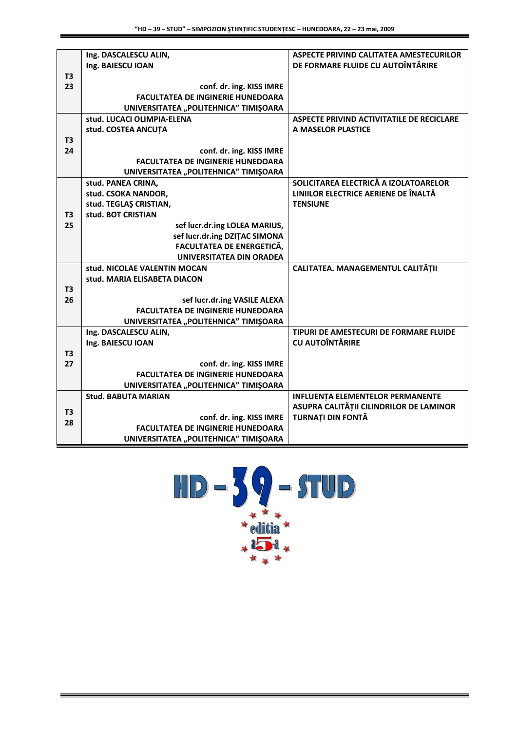| | | |
|---|---|---|
| T3 23 | Ing. DASCALESCU ALIN, Ing. BAIESCU IOAN<br>conf. dr. ing. KISS IMRE<br>FACULTATEA DE INGINERIE HUNEDOARA<br>UNIVERSITATEA „POLITEHNICA" TIMIŞOARA | ASPECTE PRIVIND CALITATEA AMESTECURILOR DE FORMARE FLUIDE CU AUTOÎNTĂRIRE |
| T3 24 | stud. LUCACI OLIMPIA-ELENA<br>stud. COSTEA ANCUȚA<br>conf. dr. ing. KISS IMRE<br>FACULTATEA DE INGINERIE HUNEDOARA<br>UNIVERSITATEA „POLITEHNICA" TIMIŞOARA | ASPECTE PRIVIND ACTIVITATILE DE RECICLARE A MASELOR PLASTICE |
| T3 25 | stud. PANEA CRINA,<br>stud. CSOKA NANDOR,<br>stud. TEGLAŞ CRISTIAN,<br>stud. BOT CRISTIAN<br>sef lucr.dr.ing LOLEA MARIUS,<br>sef lucr.dr.ing DZIȚAC SIMONA<br>FACULTATEA DE ENERGETICĂ,<br>UNIVERSITATEA DIN ORADEA | SOLICITAREA ELECTRICĂ A IZOLATOARELOR LINIILOR ELECTRICE AERIENE DE ÎNALTĂ TENSIUNE |
| T3 26 | stud. NICOLAE VALENTIN MOCAN<br>stud. MARIA ELISABETA DIACON<br>sef lucr.dr.ing VASILE ALEXA<br>FACULTATEA DE INGINERIE HUNEDOARA<br>UNIVERSITATEA „POLITEHNICA" TIMIŞOARA | CALITATEA. MANAGEMENTUL CALITĂȚII |
| T3 27 | Ing. DASCALESCU ALIN,<br>Ing. BAIESCU IOAN<br>conf. dr. ing. KISS IMRE<br>FACULTATEA DE INGINERIE HUNEDOARA<br>UNIVERSITATEA „POLITEHNICA" TIMIŞOARA | TIPURI DE AMESTECURI DE FORMARE FLUIDE CU AUTOÎNTĂRIRE |
| T3 28 | Stud. BABUTA MARIAN<br>conf. dr. ing. KISS IMRE<br>FACULTATEA DE INGINERIE HUNEDOARA<br>UNIVERSITATEA „POLITEHNICA" TIMIŞOARA | INFLUENȚA ELEMENTELOR PERMANENTE ASUPRA CALITĂȚII CILINDRILOR DE LAMINOR TURNAȚI DIN FONTĂ |

HD – 39 – STUD

editia a5-a